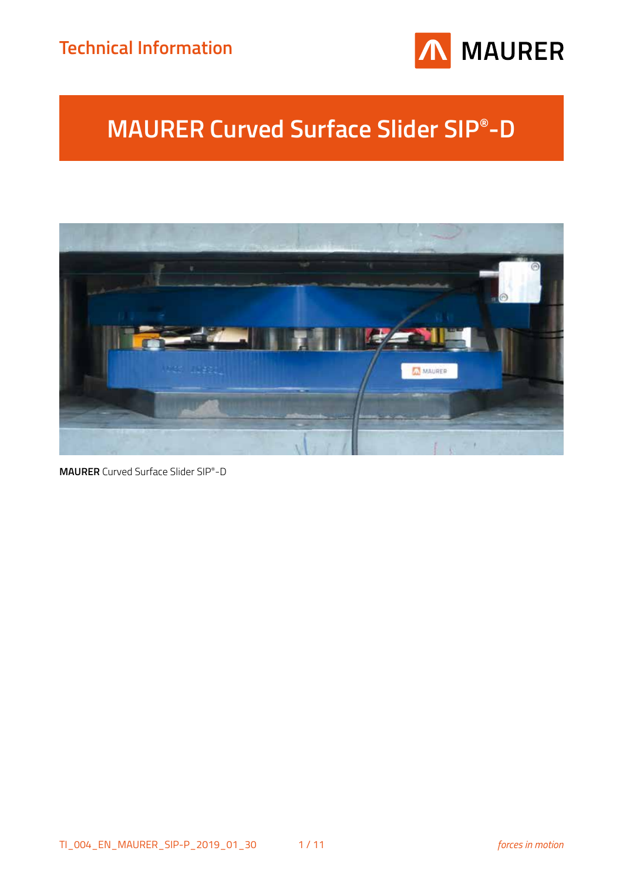Technical Information

# MAURER Curved Surface Slider SIP®-D

**MAURER** Curved Surface Slider SIP®-D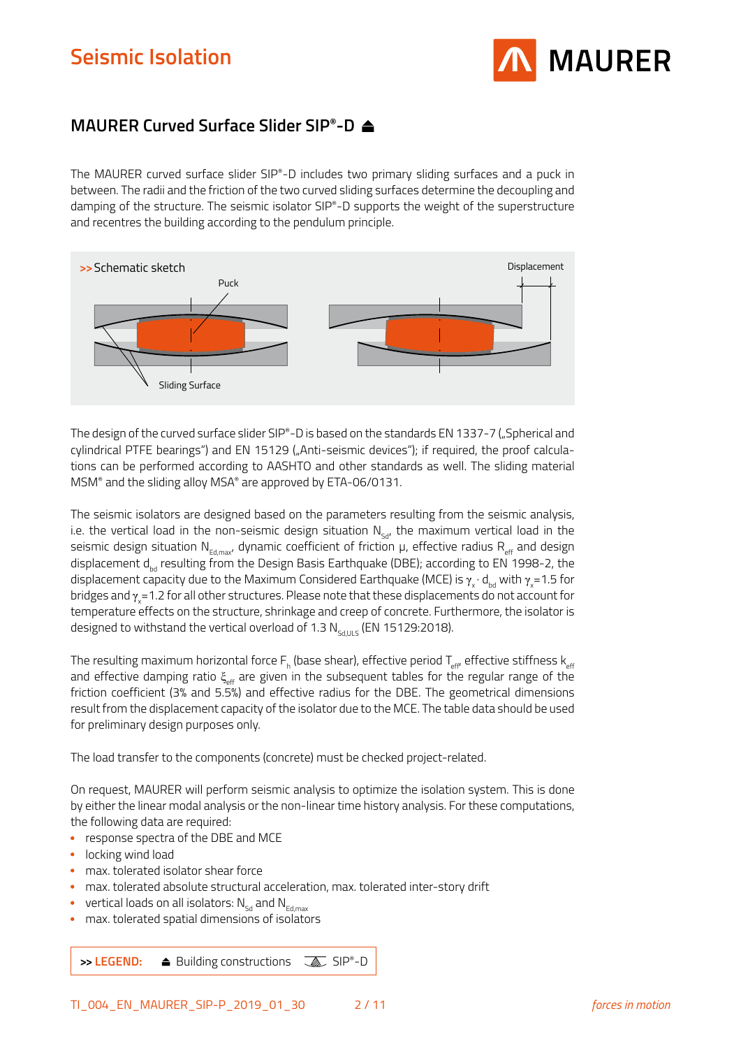# Seismic Isolation

## MAURER Curved Surface Slider SIP®-D ⏏

The MAURER curved surface slider SIP®-D includes two primary sliding surfaces and a puck in between. The radii and the friction of the two curved sliding surfaces determine the decoupling and damping of the structure. The seismic isolator SIP®-D supports the weight of the superstructure and recentres the building according to the pendulum principle.

>> Schematic sketch

Puck

Sliding Surface

Displacement

The design of the curved surface slider SIP®-D is based on the standards EN 1337-7 („Spherical and cylindrical PTFE bearings") and EN 15129 („Anti-seismic devices"); if required, the proof calculations can be performed according to AASHTO and other standards as well. The sliding material MSM® and the sliding alloy MSA® are approved by ETA-06/0131.

The seismic isolators are designed based on the parameters resulting from the seismic analysis, i.e. the vertical load in the non-seismic design situation $N_{Sd}$, the maximum vertical load in the seismic design situation $N_{Ed,max}$, dynamic coefficient of friction μ, effective radius $R_{eff}$ and design displacement $d_{bd}$ resulting from the Design Basis Earthquake (DBE); according to EN 1998-2, the displacement capacity due to the Maximum Considered Earthquake (MCE) is $\gamma_x \cdot d_{bd}$ with $\gamma_x$=1.5 for bridges and $\gamma_x$=1.2 for all other structures. Please note that these displacements do not account for temperature effects on the structure, shrinkage and creep of concrete. Furthermore, the isolator is designed to withstand the vertical overload of 1.3 $N_{Sd,ULS}$ (EN 15129:2018).

The resulting maximum horizontal force $F_h$ (base shear), effective period $T_{eff}$, effective stiffness $k_{eff}$ and effective damping ratio $\xi_{eff}$ are given in the subsequent tables for the regular range of the friction coefficient (3% and 5.5%) and effective radius for the DBE. The geometrical dimensions result from the displacement capacity of the isolator due to the MCE. The table data should be used for preliminary design purposes only.

The load transfer to the components (concrete) must be checked project-related.

On request, MAURER will perform seismic analysis to optimize the isolation system. This is done by either the linear modal analysis or the non-linear time history analysis. For these computations, the following data are required:

- response spectra of the DBE and MCE
- locking wind load
- max. tolerated isolator shear force
- max. tolerated absolute structural acceleration, max. tolerated inter-story drift
- vertical loads on all isolators: $N_{Sd}$ and $N_{Ed,max}$
- max. tolerated spatial dimensions of isolators

>> **LEGEND:** ⏏ Building constructions SIP®-D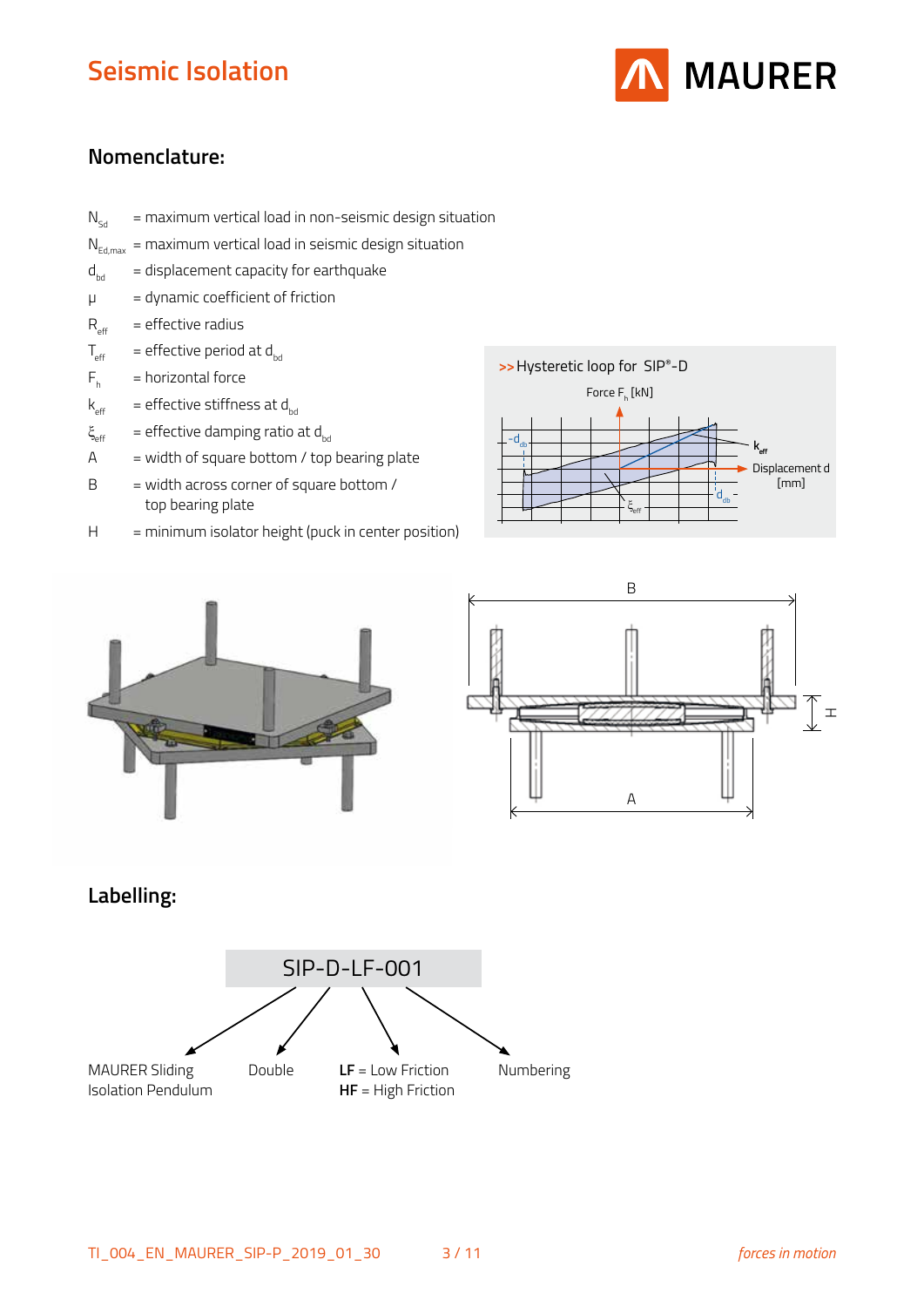## Nomenclature:

- $N_{Sd}$ = maximum vertical load in non-seismic design situation
- $N_{Ed,max}$ = maximum vertical load in seismic design situation
- $d_{bd}$ = displacement capacity for earthquake
- $\mu$ = dynamic coefficient of friction
- $R_{eff}$ = effective radius
- $T_{eff}$ = effective period at $d_{bd}$
- $F_h$ = horizontal force
- $k_{eff}$ = effective stiffness at $d_{bd}$
- $\xi_{eff}$ = effective damping ratio at $d_{bd}$
- A = width of square bottom / top bearing plate
- B = width across corner of square bottom / top bearing plate
- H = minimum isolator height (puck in center position)

>> Hysteretic loop for SIP®-D

## Labelling:

SIP-D-LF-001

- SIP: MAURER Sliding Isolation Pendulum
- D: Double
- **LF** = Low Friction, **HF** = High Friction
- 001: Numbering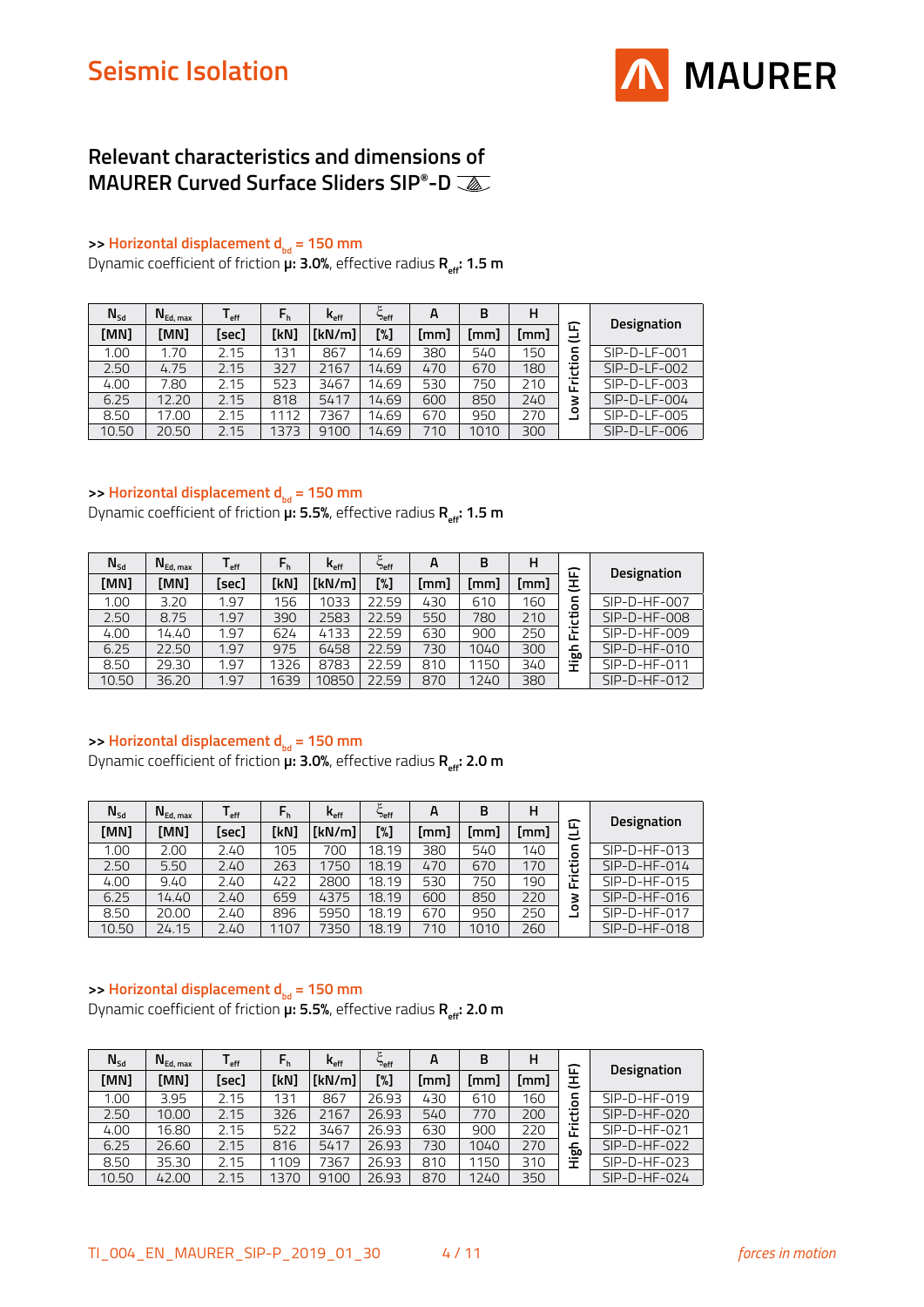# Seismic Isolation

## Relevant characteristics and dimensions of MAURER Curved Surface Sliders SIP®-D

### >> Horizontal displacement $d_{bd}$ = 150 mm

Dynamic coefficient of friction **μ: 3.0%**, effective radius **$R_{eff}$: 1.5 m**

| $N_{Sd}$ | $N_{Ed, max}$ | $T_{eff}$ | $F_h$ | $k_{eff}$ | $\xi_{eff}$ | A | B | H | | Designation |
|---|---|---|---|---|---|---|---|---|---|---|
| [MN] | [MN] | [sec] | [kN] | [kN/m] | [%] | [mm] | [mm] | [mm] | | |
| 1.00 | 1.70 | 2.15 | 131 | 867 | 14.69 | 380 | 540 | 150 | Low Friction (LF) | SIP-D-LF-001 |
| 2.50 | 4.75 | 2.15 | 327 | 2167 | 14.69 | 470 | 670 | 180 | | SIP-D-LF-002 |
| 4.00 | 7.80 | 2.15 | 523 | 3467 | 14.69 | 530 | 750 | 210 | | SIP-D-LF-003 |
| 6.25 | 12.20 | 2.15 | 818 | 5417 | 14.69 | 600 | 850 | 240 | | SIP-D-LF-004 |
| 8.50 | 17.00 | 2.15 | 1112 | 7367 | 14.69 | 670 | 950 | 270 | | SIP-D-LF-005 |
| 10.50 | 20.50 | 2.15 | 1373 | 9100 | 14.69 | 710 | 1010 | 300 | | SIP-D-LF-006 |

### >> Horizontal displacement $d_{bd}$ = 150 mm

Dynamic coefficient of friction **μ: 5.5%**, effective radius **$R_{eff}$: 1.5 m**

| $N_{Sd}$ | $N_{Ed, max}$ | $T_{eff}$ | $F_h$ | $k_{eff}$ | $\xi_{eff}$ | A | B | H | | Designation |
|---|---|---|---|---|---|---|---|---|---|---|
| [MN] | [MN] | [sec] | [kN] | [kN/m] | [%] | [mm] | [mm] | [mm] | | |
| 1.00 | 3.20 | 1.97 | 156 | 1033 | 22.59 | 430 | 610 | 160 | High Friction (HF) | SIP-D-HF-007 |
| 2.50 | 8.75 | 1.97 | 390 | 2583 | 22.59 | 550 | 780 | 210 | | SIP-D-HF-008 |
| 4.00 | 14.40 | 1.97 | 624 | 4133 | 22.59 | 630 | 900 | 250 | | SIP-D-HF-009 |
| 6.25 | 22.50 | 1.97 | 975 | 6458 | 22.59 | 730 | 1040 | 300 | | SIP-D-HF-010 |
| 8.50 | 29.30 | 1.97 | 1326 | 8783 | 22.59 | 810 | 1150 | 340 | | SIP-D-HF-011 |
| 10.50 | 36.20 | 1.97 | 1639 | 10850 | 22.59 | 870 | 1240 | 380 | | SIP-D-HF-012 |

### >> Horizontal displacement $d_{bd}$ = 150 mm

Dynamic coefficient of friction **μ: 3.0%**, effective radius **$R_{eff}$: 2.0 m**

| $N_{Sd}$ | $N_{Ed, max}$ | $T_{eff}$ | $F_h$ | $k_{eff}$ | $\xi_{eff}$ | A | B | H | | Designation |
|---|---|---|---|---|---|---|---|---|---|---|
| [MN] | [MN] | [sec] | [kN] | [kN/m] | [%] | [mm] | [mm] | [mm] | | |
| 1.00 | 2.00 | 2.40 | 105 | 700 | 18.19 | 380 | 540 | 140 | Low Friction (LF) | SIP-D-HF-013 |
| 2.50 | 5.50 | 2.40 | 263 | 1750 | 18.19 | 470 | 670 | 170 | | SIP-D-HF-014 |
| 4.00 | 9.40 | 2.40 | 422 | 2800 | 18.19 | 530 | 750 | 190 | | SIP-D-HF-015 |
| 6.25 | 14.40 | 2.40 | 659 | 4375 | 18.19 | 600 | 850 | 220 | | SIP-D-HF-016 |
| 8.50 | 20.00 | 2.40 | 896 | 5950 | 18.19 | 670 | 950 | 250 | | SIP-D-HF-017 |
| 10.50 | 24.15 | 2.40 | 1107 | 7350 | 18.19 | 710 | 1010 | 260 | | SIP-D-HF-018 |

### >> Horizontal displacement $d_{bd}$ = 150 mm

Dynamic coefficient of friction **μ: 5.5%**, effective radius **$R_{eff}$: 2.0 m**

| $N_{Sd}$ | $N_{Ed, max}$ | $T_{eff}$ | $F_h$ | $k_{eff}$ | $\xi_{eff}$ | A | B | H | | Designation |
|---|---|---|---|---|---|---|---|---|---|---|
| [MN] | [MN] | [sec] | [kN] | [kN/m] | [%] | [mm] | [mm] | [mm] | | |
| 1.00 | 3.95 | 2.15 | 131 | 867 | 26.93 | 430 | 610 | 160 | High Friction (HF) | SIP-D-HF-019 |
| 2.50 | 10.00 | 2.15 | 326 | 2167 | 26.93 | 540 | 770 | 200 | | SIP-D-HF-020 |
| 4.00 | 16.80 | 2.15 | 522 | 3467 | 26.93 | 630 | 900 | 220 | | SIP-D-HF-021 |
| 6.25 | 26.60 | 2.15 | 816 | 5417 | 26.93 | 730 | 1040 | 270 | | SIP-D-HF-022 |
| 8.50 | 35.30 | 2.15 | 1109 | 7367 | 26.93 | 810 | 1150 | 310 | | SIP-D-HF-023 |
| 10.50 | 42.00 | 2.15 | 1370 | 9100 | 26.93 | 870 | 1240 | 350 | | SIP-D-HF-024 |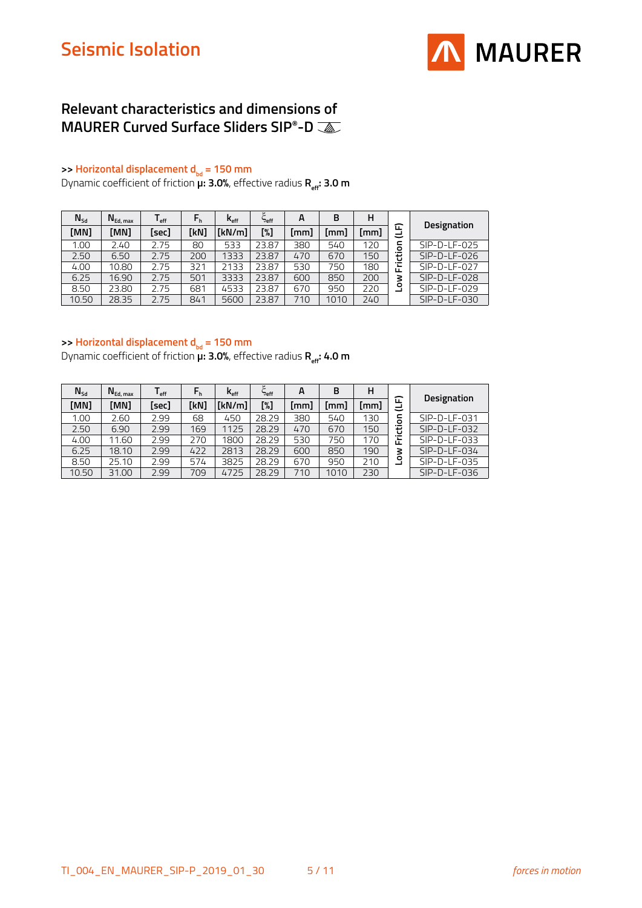# Seismic Isolation

## Relevant characteristics and dimensions of MAURER Curved Surface Sliders SIP®-D

**>> Horizontal displacement $d_{bd}$ = 150 mm**

Dynamic coefficient of friction **μ: 3.0%**, effective radius **$R_{eff}$: 3.0 m**

| $N_{Sd}$ | $N_{Ed, max}$ | $T_{eff}$ | $F_h$ | $k_{eff}$ | $\xi_{eff}$ | A | B | H | | Designation |
|---|---|---|---|---|---|---|---|---|---|---|
| [MN] | [MN] | [sec] | [kN] | [kN/m] | [%] | [mm] | [mm] | [mm] | | |
| 1.00 | 2.40 | 2.75 | 80 | 533 | 23.87 | 380 | 540 | 120 | Low Friction (LF) | SIP-D-LF-025 |
| 2.50 | 6.50 | 2.75 | 200 | 1333 | 23.87 | 470 | 670 | 150 | | SIP-D-LF-026 |
| 4.00 | 10.80 | 2.75 | 321 | 2133 | 23.87 | 530 | 750 | 180 | | SIP-D-LF-027 |
| 6.25 | 16.90 | 2.75 | 501 | 3333 | 23.87 | 600 | 850 | 200 | | SIP-D-LF-028 |
| 8.50 | 23.80 | 2.75 | 681 | 4533 | 23.87 | 670 | 950 | 220 | | SIP-D-LF-029 |
| 10.50 | 28.35 | 2.75 | 841 | 5600 | 23.87 | 710 | 1010 | 240 | | SIP-D-LF-030 |

**>> Horizontal displacement $d_{bd}$ = 150 mm**

Dynamic coefficient of friction **μ: 3.0%**, effective radius **$R_{eff}$: 4.0 m**

| $N_{Sd}$ | $N_{Ed, max}$ | $T_{eff}$ | $F_h$ | $k_{eff}$ | $\xi_{eff}$ | A | B | H | | Designation |
|---|---|---|---|---|---|---|---|---|---|---|
| [MN] | [MN] | [sec] | [kN] | [kN/m] | [%] | [mm] | [mm] | [mm] | | |
| 1.00 | 2.60 | 2.99 | 68 | 450 | 28.29 | 380 | 540 | 130 | Low Friction (LF) | SIP-D-LF-031 |
| 2.50 | 6.90 | 2.99 | 169 | 1125 | 28.29 | 470 | 670 | 150 | | SIP-D-LF-032 |
| 4.00 | 11.60 | 2.99 | 270 | 1800 | 28.29 | 530 | 750 | 170 | | SIP-D-LF-033 |
| 6.25 | 18.10 | 2.99 | 422 | 2813 | 28.29 | 600 | 850 | 190 | | SIP-D-LF-034 |
| 8.50 | 25.10 | 2.99 | 574 | 3825 | 28.29 | 670 | 950 | 210 | | SIP-D-LF-035 |
| 10.50 | 31.00 | 2.99 | 709 | 4725 | 28.29 | 710 | 1010 | 230 | | SIP-D-LF-036 |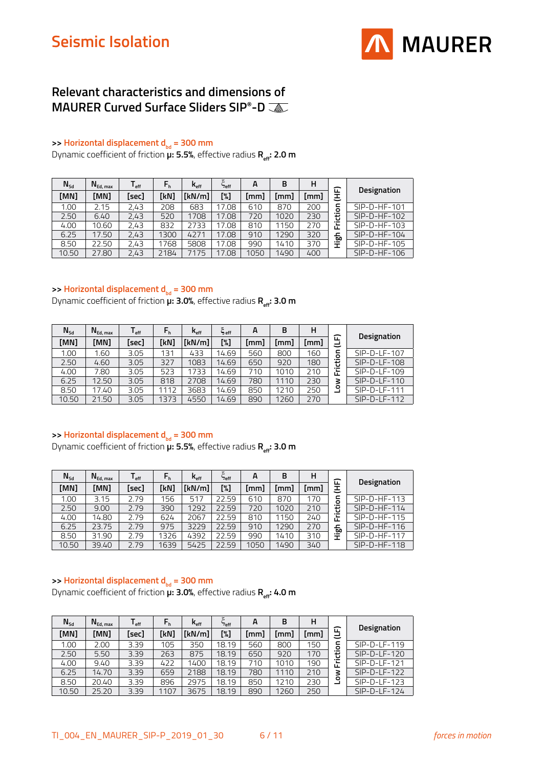# Seismic Isolation

## Relevant characteristics and dimensions of MAURER Curved Surface Sliders SIP®-D

**>> Horizontal displacement $d_{bd}$ = 300 mm**

Dynamic coefficient of friction **μ: 5.5%**, effective radius **$R_{eff}$: 2.0 m**

| $N_{Sd}$ | $N_{Ed, max}$ | $T_{eff}$ | $F_h$ | $k_{eff}$ | $\xi_{eff}$ | A | B | H | | Designation |
|---|---|---|---|---|---|---|---|---|---|---|
| [MN] | [MN] | [sec] | [kN] | [kN/m] | [%] | [mm] | [mm] | [mm] | | |
| 1.00 | 2.15 | 2,43 | 208 | 683 | 17.08 | 610 | 870 | 200 | High Friction (HF) | SIP-D-HF-101 |
| 2.50 | 6.40 | 2,43 | 520 | 1708 | 17.08 | 720 | 1020 | 230 | | SIP-D-HF-102 |
| 4.00 | 10.60 | 2,43 | 832 | 2733 | 17.08 | 810 | 1150 | 270 | | SIP-D-HF-103 |
| 6.25 | 17.50 | 2,43 | 1300 | 4271 | 17.08 | 910 | 1290 | 320 | | SIP-D-HF-104 |
| 8.50 | 22.50 | 2,43 | 1768 | 5808 | 17.08 | 990 | 1410 | 370 | | SIP-D-HF-105 |
| 10.50 | 27.80 | 2,43 | 2184 | 7175 | 17.08 | 1050 | 1490 | 400 | | SIP-D-HF-106 |

**>> Horizontal displacement $d_{bd}$ = 300 mm**

Dynamic coefficient of friction **μ: 3.0%**, effective radius **$R_{eff}$: 3.0 m**

| $N_{Sd}$ | $N_{Ed, max}$ | $T_{eff}$ | $F_h$ | $k_{eff}$ | $\xi_{eff}$ | A | B | H | | Designation |
|---|---|---|---|---|---|---|---|---|---|---|
| [MN] | [MN] | [sec] | [kN] | [kN/m] | [%] | [mm] | [mm] | [mm] | | |
| 1.00 | 1.60 | 3.05 | 131 | 433 | 14.69 | 560 | 800 | 160 | Low Friction (LF) | SIP-D-LF-107 |
| 2.50 | 4.60 | 3.05 | 327 | 1083 | 14.69 | 650 | 920 | 180 | | SIP-D-LF-108 |
| 4.00 | 7.80 | 3.05 | 523 | 1733 | 14.69 | 710 | 1010 | 210 | | SIP-D-LF-109 |
| 6.25 | 12.50 | 3.05 | 818 | 2708 | 14.69 | 780 | 1110 | 230 | | SIP-D-LF-110 |
| 8.50 | 17.40 | 3.05 | 1112 | 3683 | 14.69 | 850 | 1210 | 250 | | SIP-D-LF-111 |
| 10.50 | 21.50 | 3.05 | 1373 | 4550 | 14.69 | 890 | 1260 | 270 | | SIP-D-LF-112 |

**>> Horizontal displacement $d_{bd}$ = 300 mm**

Dynamic coefficient of friction **μ: 5.5%**, effective radius **$R_{eff}$: 3.0 m**

| $N_{Sd}$ | $N_{Ed, max}$ | $T_{eff}$ | $F_h$ | $k_{eff}$ | $\xi_{eff}$ | A | B | H | | Designation |
|---|---|---|---|---|---|---|---|---|---|---|
| [MN] | [MN] | [sec] | [kN] | [kN/m] | [%] | [mm] | [mm] | [mm] | | |
| 1.00 | 3.15 | 2.79 | 156 | 517 | 22.59 | 610 | 870 | 170 | High Friction (HF) | SIP-D-HF-113 |
| 2.50 | 9.00 | 2.79 | 390 | 1292 | 22.59 | 720 | 1020 | 210 | | SIP-D-HF-114 |
| 4.00 | 14.80 | 2.79 | 624 | 2067 | 22.59 | 810 | 1150 | 240 | | SIP-D-HF-115 |
| 6.25 | 23.75 | 2.79 | 975 | 3229 | 22.59 | 910 | 1290 | 270 | | SIP-D-HF-116 |
| 8.50 | 31.90 | 2.79 | 1326 | 4392 | 22.59 | 990 | 1410 | 310 | | SIP-D-HF-117 |
| 10.50 | 39.40 | 2.79 | 1639 | 5425 | 22.59 | 1050 | 1490 | 340 | | SIP-D-HF-118 |

**>> Horizontal displacement $d_{bd}$ = 300 mm**

Dynamic coefficient of friction **μ: 3.0%**, effective radius **$R_{eff}$: 4.0 m**

| $N_{Sd}$ | $N_{Ed, max}$ | $T_{eff}$ | $F_h$ | $k_{eff}$ | $\xi_{eff}$ | A | B | H | | Designation |
|---|---|---|---|---|---|---|---|---|---|---|
| [MN] | [MN] | [sec] | [kN] | [kN/m] | [%] | [mm] | [mm] | [mm] | | |
| 1.00 | 2.00 | 3.39 | 105 | 350 | 18.19 | 560 | 800 | 150 | Low Friction (LF) | SIP-D-LF-119 |
| 2.50 | 5.50 | 3.39 | 263 | 875 | 18.19 | 650 | 920 | 170 | | SIP-D-LF-120 |
| 4.00 | 9.40 | 3.39 | 422 | 1400 | 18.19 | 710 | 1010 | 190 | | SIP-D-LF-121 |
| 6.25 | 14.70 | 3.39 | 659 | 2188 | 18.19 | 780 | 1110 | 210 | | SIP-D-LF-122 |
| 8.50 | 20.40 | 3.39 | 896 | 2975 | 18.19 | 850 | 1210 | 230 | | SIP-D-LF-123 |
| 10.50 | 25.20 | 3.39 | 1107 | 3675 | 18.19 | 890 | 1260 | 250 | | SIP-D-LF-124 |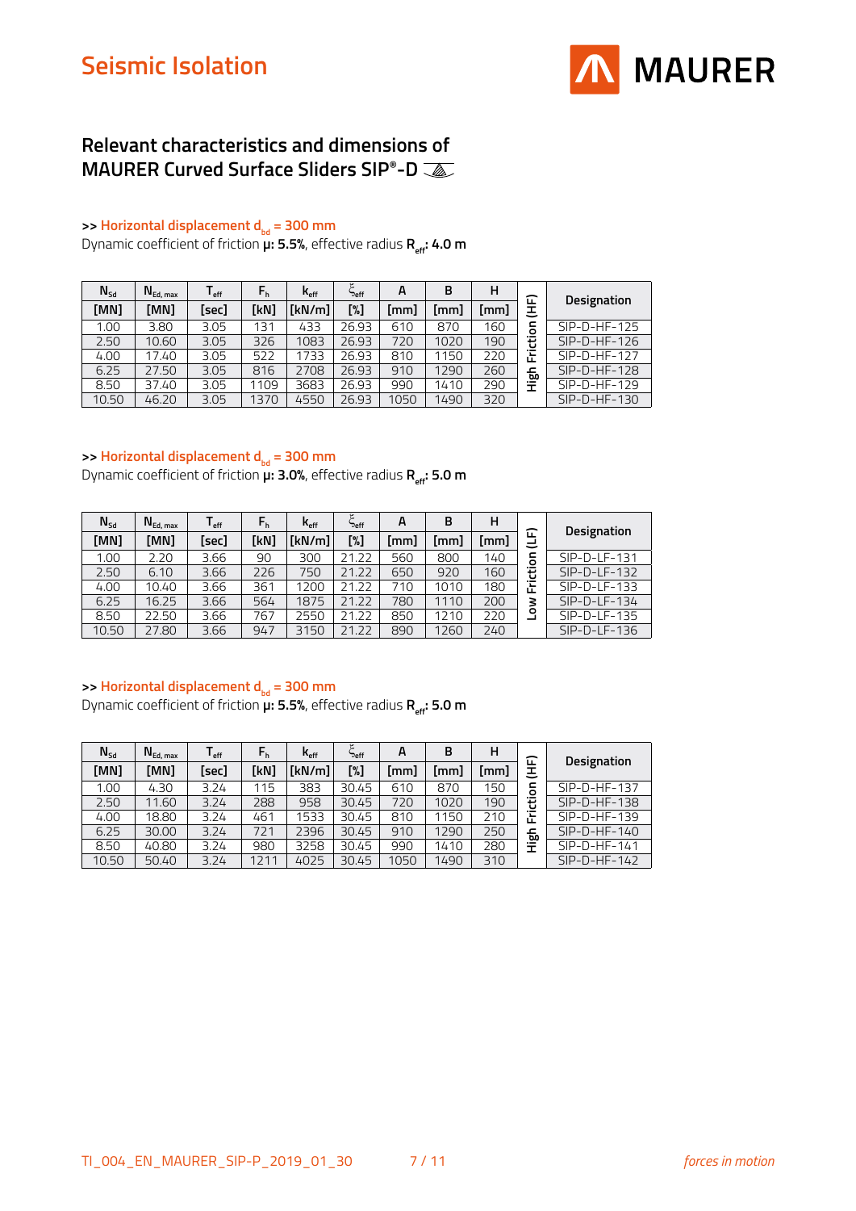## Relevant characteristics and dimensions of MAURER Curved Surface Sliders SIP®-D

**>> Horizontal displacement $d_{bd}$ = 300 mm**

Dynamic coefficient of friction **μ: 5.5%**, effective radius **$R_{eff}$: 4.0 m**

| $N_{Sd}$ | $N_{Ed, max}$ | $T_{eff}$ | $F_h$ | $k_{eff}$ | $\xi_{eff}$ | A | B | H | | Designation |
|---|---|---|---|---|---|---|---|---|---|---|
| [MN] | [MN] | [sec] | [kN] | [kN/m] | [%] | [mm] | [mm] | [mm] | | |
| 1.00 | 3.80 | 3.05 | 131 | 433 | 26.93 | 610 | 870 | 160 | High Friction (HF) | SIP-D-HF-125 |
| 2.50 | 10.60 | 3.05 | 326 | 1083 | 26.93 | 720 | 1020 | 190 | | SIP-D-HF-126 |
| 4.00 | 17.40 | 3.05 | 522 | 1733 | 26.93 | 810 | 1150 | 220 | | SIP-D-HF-127 |
| 6.25 | 27.50 | 3.05 | 816 | 2708 | 26.93 | 910 | 1290 | 260 | | SIP-D-HF-128 |
| 8.50 | 37.40 | 3.05 | 1109 | 3683 | 26.93 | 990 | 1410 | 290 | | SIP-D-HF-129 |
| 10.50 | 46.20 | 3.05 | 1370 | 4550 | 26.93 | 1050 | 1490 | 320 | | SIP-D-HF-130 |

**>> Horizontal displacement $d_{bd}$ = 300 mm**

Dynamic coefficient of friction **μ: 3.0%**, effective radius **$R_{eff}$: 5.0 m**

| $N_{Sd}$ | $N_{Ed, max}$ | $T_{eff}$ | $F_h$ | $k_{eff}$ | $\xi_{eff}$ | A | B | H | | Designation |
|---|---|---|---|---|---|---|---|---|---|---|
| [MN] | [MN] | [sec] | [kN] | [kN/m] | [%] | [mm] | [mm] | [mm] | | |
| 1.00 | 2.20 | 3.66 | 90 | 300 | 21.22 | 560 | 800 | 140 | Low Friction (LF) | SIP-D-LF-131 |
| 2.50 | 6.10 | 3.66 | 226 | 750 | 21.22 | 650 | 920 | 160 | | SIP-D-LF-132 |
| 4.00 | 10.40 | 3.66 | 361 | 1200 | 21.22 | 710 | 1010 | 180 | | SIP-D-LF-133 |
| 6.25 | 16.25 | 3.66 | 564 | 1875 | 21.22 | 780 | 1110 | 200 | | SIP-D-LF-134 |
| 8.50 | 22.50 | 3.66 | 767 | 2550 | 21.22 | 850 | 1210 | 220 | | SIP-D-LF-135 |
| 10.50 | 27.80 | 3.66 | 947 | 3150 | 21.22 | 890 | 1260 | 240 | | SIP-D-LF-136 |

**>> Horizontal displacement $d_{bd}$ = 300 mm**

Dynamic coefficient of friction **μ: 5.5%**, effective radius **$R_{eff}$: 5.0 m**

| $N_{Sd}$ | $N_{Ed, max}$ | $T_{eff}$ | $F_h$ | $k_{eff}$ | $\xi_{eff}$ | A | B | H | | Designation |
|---|---|---|---|---|---|---|---|---|---|---|
| [MN] | [MN] | [sec] | [kN] | [kN/m] | [%] | [mm] | [mm] | [mm] | | |
| 1.00 | 4.30 | 3.24 | 115 | 383 | 30.45 | 610 | 870 | 150 | High Friction (HF) | SIP-D-HF-137 |
| 2.50 | 11.60 | 3.24 | 288 | 958 | 30.45 | 720 | 1020 | 190 | | SIP-D-HF-138 |
| 4.00 | 18.80 | 3.24 | 461 | 1533 | 30.45 | 810 | 1150 | 210 | | SIP-D-HF-139 |
| 6.25 | 30.00 | 3.24 | 721 | 2396 | 30.45 | 910 | 1290 | 250 | | SIP-D-HF-140 |
| 8.50 | 40.80 | 3.24 | 980 | 3258 | 30.45 | 990 | 1410 | 280 | | SIP-D-HF-141 |
| 10.50 | 50.40 | 3.24 | 1211 | 4025 | 30.45 | 1050 | 1490 | 310 | | SIP-D-HF-142 |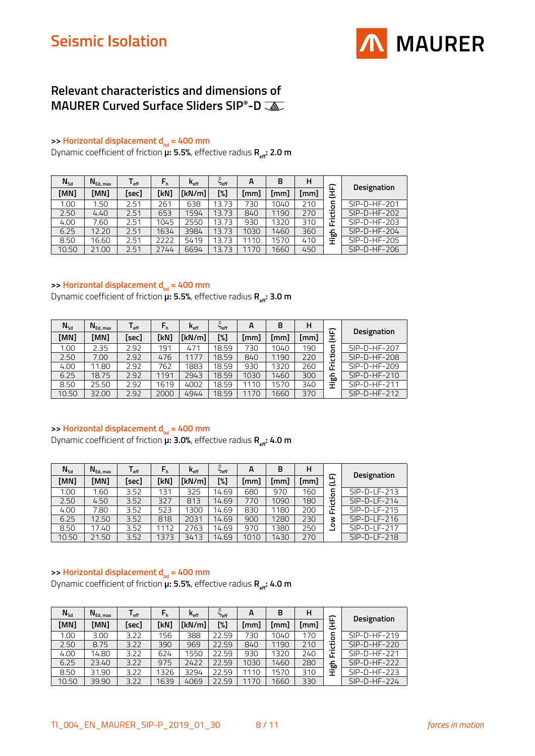# Seismic Isolation

## Relevant characteristics and dimensions of MAURER Curved Surface Sliders SIP®-D

**>> Horizontal displacement $d_{bd}$ = 400 mm**

Dynamic coefficient of friction **μ: 5.5%**, effective radius **$R_{eff}$: 2.0 m**

| $N_{Sd}$ | $N_{Ed,max}$ | $T_{eff}$ | $F_h$ | $k_{eff}$ | $\xi_{eff}$ | A | B | H | | Designation |
|---|---|---|---|---|---|---|---|---|---|---|
| [MN] | [MN] | [sec] | [kN] | [kN/m] | [%] | [mm] | [mm] | [mm] | | |
| 1.00 | 1.50 | 2.51 | 261 | 638 | 13.73 | 730 | 1040 | 210 | High Friction (HF) | SIP-D-HF-201 |
| 2.50 | 4.40 | 2.51 | 653 | 1594 | 13.73 | 840 | 1190 | 270 | | SIP-D-HF-202 |
| 4.00 | 7.60 | 2.51 | 1045 | 2550 | 13.73 | 930 | 1320 | 310 | | SIP-D-HF-203 |
| 6.25 | 12.20 | 2.51 | 1634 | 3984 | 13.73 | 1030 | 1460 | 360 | | SIP-D-HF-204 |
| 8.50 | 16.60 | 2.51 | 2222 | 5419 | 13.73 | 1110 | 1570 | 410 | | SIP-D-HF-205 |
| 10.50 | 21.00 | 2.51 | 2744 | 6694 | 13.73 | 1170 | 1660 | 450 | | SIP-D-HF-206 |

**>> Horizontal displacement $d_{bd}$ = 400 mm**

Dynamic coefficient of friction **μ: 5.5%**, effective radius **$R_{eff}$: 3.0 m**

| $N_{Sd}$ | $N_{Ed,max}$ | $T_{eff}$ | $F_h$ | $k_{eff}$ | $\xi_{eff}$ | A | B | H | | Designation |
|---|---|---|---|---|---|---|---|---|---|---|
| [MN] | [MN] | [sec] | [kN] | [kN/m] | [%] | [mm] | [mm] | [mm] | | |
| 1.00 | 2.35 | 2.92 | 191 | 471 | 18.59 | 730 | 1040 | 190 | High Friction (HF) | SIP-D-HF-207 |
| 2.50 | 7.00 | 2.92 | 476 | 1177 | 18.59 | 840 | 1190 | 220 | | SIP-D-HF-208 |
| 4.00 | 11.80 | 2.92 | 762 | 1883 | 18.59 | 930 | 1320 | 260 | | SIP-D-HF-209 |
| 6.25 | 18.75 | 2.92 | 1191 | 2943 | 18.59 | 1030 | 1460 | 300 | | SIP-D-HF-210 |
| 8.50 | 25.50 | 2.92 | 1619 | 4002 | 18.59 | 1110 | 1570 | 340 | | SIP-D-HF-211 |
| 10.50 | 32.00 | 2.92 | 2000 | 4944 | 18.59 | 1170 | 1660 | 370 | | SIP-D-HF-212 |

**>> Horizontal displacement $d_{bd}$ = 400 mm**

Dynamic coefficient of friction **μ: 3.0%**, effective radius **$R_{eff}$: 4.0 m**

| $N_{Sd}$ | $N_{Ed,max}$ | $T_{eff}$ | $F_h$ | $k_{eff}$ | $\xi_{eff}$ | A | B | H | | Designation |
|---|---|---|---|---|---|---|---|---|---|---|
| [MN] | [MN] | [sec] | [kN] | [kN/m] | [%] | [mm] | [mm] | [mm] | | |
| 1.00 | 1.60 | 3.52 | 131 | 325 | 14.69 | 680 | 970 | 160 | Low Friction (LF) | SIP-D-LF-213 |
| 2.50 | 4.50 | 3.52 | 327 | 813 | 14.69 | 770 | 1090 | 180 | | SIP-D-LF-214 |
| 4.00 | 7.80 | 3.52 | 523 | 1300 | 14.69 | 830 | 1180 | 200 | | SIP-D-LF-215 |
| 6.25 | 12.50 | 3.52 | 818 | 2031 | 14.69 | 900 | 1280 | 230 | | SIP-D-LF-216 |
| 8.50 | 17.40 | 3.52 | 1112 | 2763 | 14.69 | 970 | 1380 | 250 | | SIP-D-LF-217 |
| 10.50 | 21.50 | 3.52 | 1373 | 3413 | 14.69 | 1010 | 1430 | 270 | | SIP-D-LF-218 |

**>> Horizontal displacement $d_{bd}$ = 400 mm**

Dynamic coefficient of friction **μ: 5.5%**, effective radius **$R_{eff}$: 4.0 m**

| $N_{Sd}$ | $N_{Ed,max}$ | $T_{eff}$ | $F_h$ | $k_{eff}$ | $\xi_{eff}$ | A | B | H | | Designation |
|---|---|---|---|---|---|---|---|---|---|---|
| [MN] | [MN] | [sec] | [kN] | [kN/m] | [%] | [mm] | [mm] | [mm] | | |
| 1.00 | 3.00 | 3.22 | 156 | 388 | 22.59 | 730 | 1040 | 170 | High Friction (HF) | SIP-D-HF-219 |
| 2.50 | 8.75 | 3.22 | 390 | 969 | 22.59 | 840 | 1190 | 210 | | SIP-D-HF-220 |
| 4.00 | 14.80 | 3.22 | 624 | 1550 | 22.59 | 930 | 1320 | 240 | | SIP-D-HF-221 |
| 6.25 | 23.40 | 3.22 | 975 | 2422 | 22.59 | 1030 | 1460 | 280 | | SIP-D-HF-222 |
| 8.50 | 31.90 | 3.22 | 1326 | 3294 | 22.59 | 1110 | 1570 | 310 | | SIP-D-HF-223 |
| 10.50 | 39.90 | 3.22 | 1639 | 4069 | 22.59 | 1170 | 1660 | 330 | | SIP-D-HF-224 |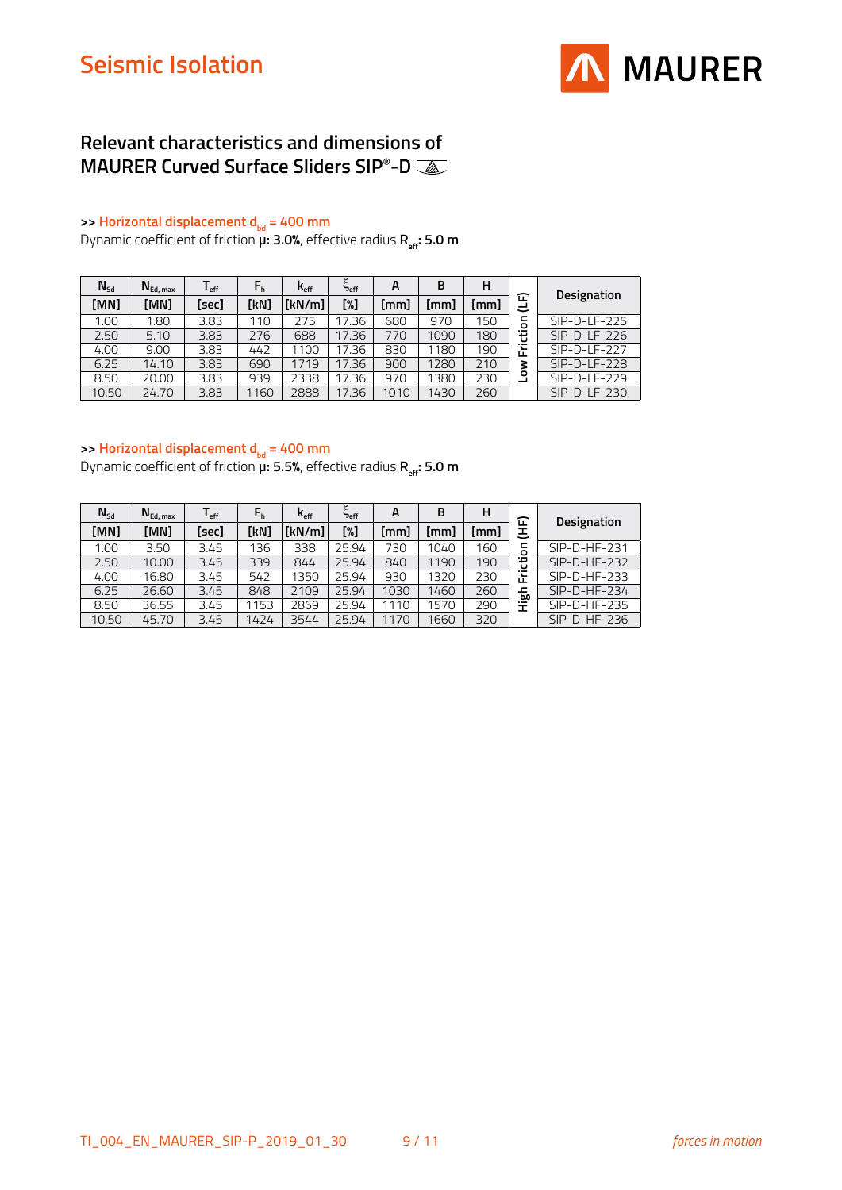## Relevant characteristics and dimensions of MAURER Curved Surface Sliders SIP®-D

**>> Horizontal displacement $d_{bd}$ = 400 mm**

Dynamic coefficient of friction **μ: 3.0%**, effective radius **$R_{eff}$: 5.0 m**

| $N_{Sd}$ | $N_{Ed,\,max}$ | $T_{eff}$ | $F_h$ | $k_{eff}$ | $\xi_{eff}$ | A | B | H | | Designation |
|---|---|---|---|---|---|---|---|---|---|---|
| [MN] | [MN] | [sec] | [kN] | [kN/m] | [%] | [mm] | [mm] | [mm] | | |
| 1.00 | 1.80 | 3.83 | 110 | 275 | 17.36 | 680 | 970 | 150 | Low Friction (LF) | SIP-D-LF-225 |
| 2.50 | 5.10 | 3.83 | 276 | 688 | 17.36 | 770 | 1090 | 180 | | SIP-D-LF-226 |
| 4.00 | 9.00 | 3.83 | 442 | 1100 | 17.36 | 830 | 1180 | 190 | | SIP-D-LF-227 |
| 6.25 | 14.10 | 3.83 | 690 | 1719 | 17.36 | 900 | 1280 | 210 | | SIP-D-LF-228 |
| 8.50 | 20.00 | 3.83 | 939 | 2338 | 17.36 | 970 | 1380 | 230 | | SIP-D-LF-229 |
| 10.50 | 24.70 | 3.83 | 1160 | 2888 | 17.36 | 1010 | 1430 | 260 | | SIP-D-LF-230 |

**>> Horizontal displacement $d_{bd}$ = 400 mm**

Dynamic coefficient of friction **μ: 5.5%**, effective radius **$R_{eff}$: 5.0 m**

| $N_{Sd}$ | $N_{Ed,\,max}$ | $T_{eff}$ | $F_h$ | $k_{eff}$ | $\xi_{eff}$ | A | B | H | | Designation |
|---|---|---|---|---|---|---|---|---|---|---|
| [MN] | [MN] | [sec] | [kN] | [kN/m] | [%] | [mm] | [mm] | [mm] | | |
| 1.00 | 3.50 | 3.45 | 136 | 338 | 25.94 | 730 | 1040 | 160 | High Friction (HF) | SIP-D-HF-231 |
| 2.50 | 10.00 | 3.45 | 339 | 844 | 25.94 | 840 | 1190 | 190 | | SIP-D-HF-232 |
| 4.00 | 16.80 | 3.45 | 542 | 1350 | 25.94 | 930 | 1320 | 230 | | SIP-D-HF-233 |
| 6.25 | 26.60 | 3.45 | 848 | 2109 | 25.94 | 1030 | 1460 | 260 | | SIP-D-HF-234 |
| 8.50 | 36.55 | 3.45 | 1153 | 2869 | 25.94 | 1110 | 1570 | 290 | | SIP-D-HF-235 |
| 10.50 | 45.70 | 3.45 | 1424 | 3544 | 25.94 | 1170 | 1660 | 320 | | SIP-D-HF-236 |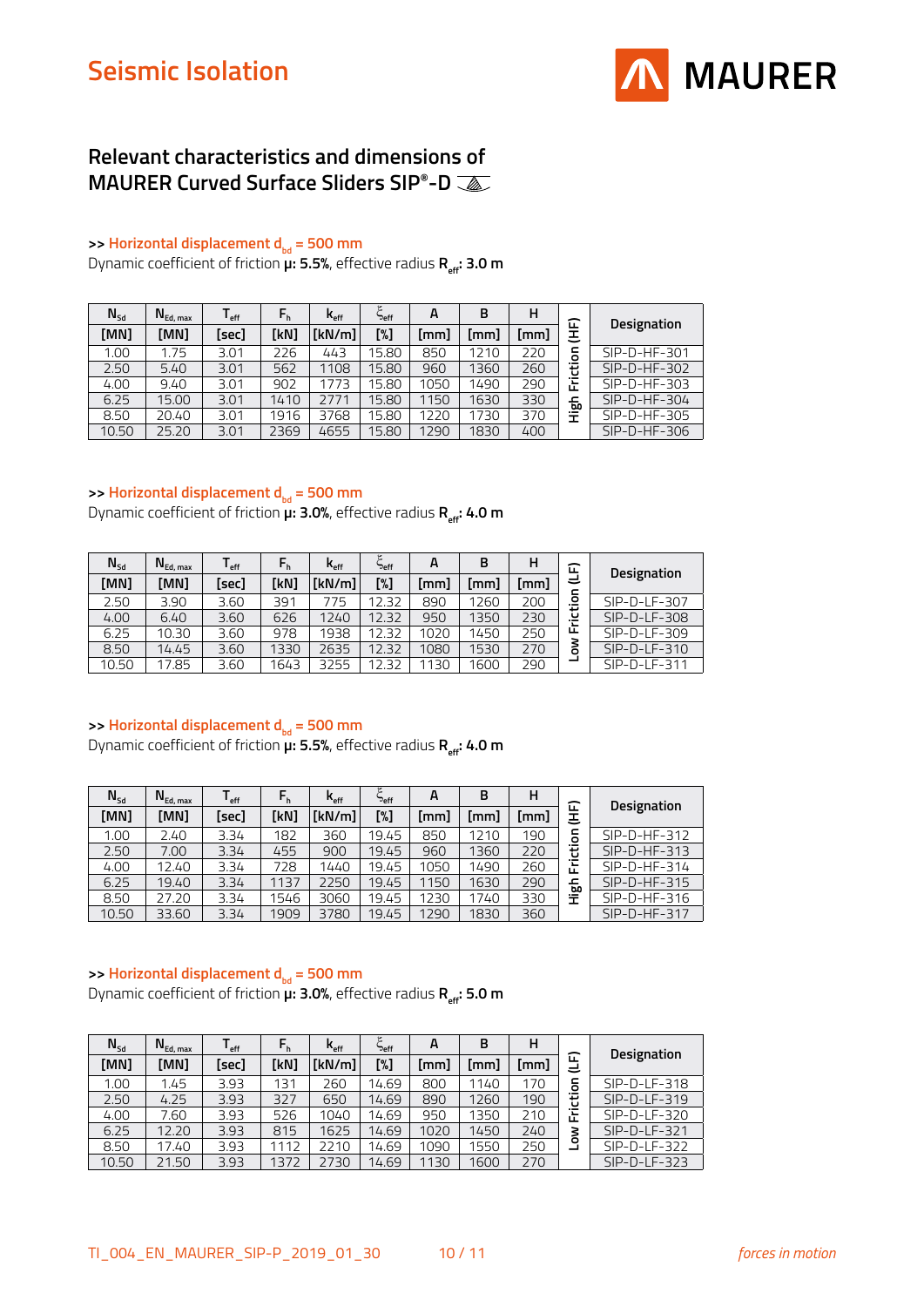# Seismic Isolation

## Relevant characteristics and dimensions of MAURER Curved Surface Sliders SIP®-D

**>> Horizontal displacement $d_{bd}$ = 500 mm**

Dynamic coefficient of friction **μ: 5.5%**, effective radius **$R_{eff}$: 3.0 m**

| $N_{Sd}$ [MN] | $N_{Ed, max}$ [MN] | $T_{eff}$ [sec] | $F_h$ [kN] | $k_{eff}$ [kN/m] | $\xi_{eff}$ [%] | A [mm] | B [mm] | H [mm] | | Designation |
|---|---|---|---|---|---|---|---|---|---|---|
| 1.00 | 1.75 | 3.01 | 226 | 443 | 15.80 | 850 | 1210 | 220 | High Friction (HF) | SIP-D-HF-301 |
| 2.50 | 5.40 | 3.01 | 562 | 1108 | 15.80 | 960 | 1360 | 260 | | SIP-D-HF-302 |
| 4.00 | 9.40 | 3.01 | 902 | 1773 | 15.80 | 1050 | 1490 | 290 | | SIP-D-HF-303 |
| 6.25 | 15.00 | 3.01 | 1410 | 2771 | 15.80 | 1150 | 1630 | 330 | | SIP-D-HF-304 |
| 8.50 | 20.40 | 3.01 | 1916 | 3768 | 15.80 | 1220 | 1730 | 370 | | SIP-D-HF-305 |
| 10.50 | 25.20 | 3.01 | 2369 | 4655 | 15.80 | 1290 | 1830 | 400 | | SIP-D-HF-306 |

**>> Horizontal displacement $d_{bd}$ = 500 mm**

Dynamic coefficient of friction **μ: 3.0%**, effective radius **$R_{eff}$: 4.0 m**

| $N_{Sd}$ [MN] | $N_{Ed, max}$ [MN] | $T_{eff}$ [sec] | $F_h$ [kN] | $k_{eff}$ [kN/m] | $\xi_{eff}$ [%] | A [mm] | B [mm] | H [mm] | | Designation |
|---|---|---|---|---|---|---|---|---|---|---|
| 2.50 | 3.90 | 3.60 | 391 | 775 | 12.32 | 890 | 1260 | 200 | Low Friction (LF) | SIP-D-LF-307 |
| 4.00 | 6.40 | 3.60 | 626 | 1240 | 12.32 | 950 | 1350 | 230 | | SIP-D-LF-308 |
| 6.25 | 10.30 | 3.60 | 978 | 1938 | 12.32 | 1020 | 1450 | 250 | | SIP-D-LF-309 |
| 8.50 | 14.45 | 3.60 | 1330 | 2635 | 12.32 | 1080 | 1530 | 270 | | SIP-D-LF-310 |
| 10.50 | 17.85 | 3.60 | 1643 | 3255 | 12.32 | 1130 | 1600 | 290 | | SIP-D-LF-311 |

**>> Horizontal displacement $d_{bd}$ = 500 mm**

Dynamic coefficient of friction **μ: 5.5%**, effective radius **$R_{eff}$: 4.0 m**

| $N_{Sd}$ [MN] | $N_{Ed, max}$ [MN] | $T_{eff}$ [sec] | $F_h$ [kN] | $k_{eff}$ [kN/m] | $\xi_{eff}$ [%] | A [mm] | B [mm] | H [mm] | | Designation |
|---|---|---|---|---|---|---|---|---|---|---|
| 1.00 | 2.40 | 3.34 | 182 | 360 | 19.45 | 850 | 1210 | 190 | High Friction (HF) | SIP-D-HF-312 |
| 2.50 | 7.00 | 3.34 | 455 | 900 | 19.45 | 960 | 1360 | 220 | | SIP-D-HF-313 |
| 4.00 | 12.40 | 3.34 | 728 | 1440 | 19.45 | 1050 | 1490 | 260 | | SIP-D-HF-314 |
| 6.25 | 19.40 | 3.34 | 1137 | 2250 | 19.45 | 1150 | 1630 | 290 | | SIP-D-HF-315 |
| 8.50 | 27.20 | 3.34 | 1546 | 3060 | 19.45 | 1230 | 1740 | 330 | | SIP-D-HF-316 |
| 10.50 | 33.60 | 3.34 | 1909 | 3780 | 19.45 | 1290 | 1830 | 360 | | SIP-D-HF-317 |

**>> Horizontal displacement $d_{bd}$ = 500 mm**

Dynamic coefficient of friction **μ: 3.0%**, effective radius **$R_{eff}$: 5.0 m**

| $N_{Sd}$ [MN] | $N_{Ed, max}$ [MN] | $T_{eff}$ [sec] | $F_h$ [kN] | $k_{eff}$ [kN/m] | $\xi_{eff}$ [%] | A [mm] | B [mm] | H [mm] | | Designation |
|---|---|---|---|---|---|---|---|---|---|---|
| 1.00 | 1.45 | 3.93 | 131 | 260 | 14.69 | 800 | 1140 | 170 | Low Friction (LF) | SIP-D-LF-318 |
| 2.50 | 4.25 | 3.93 | 327 | 650 | 14.69 | 890 | 1260 | 190 | | SIP-D-LF-319 |
| 4.00 | 7.60 | 3.93 | 526 | 1040 | 14.69 | 950 | 1350 | 210 | | SIP-D-LF-320 |
| 6.25 | 12.20 | 3.93 | 815 | 1625 | 14.69 | 1020 | 1450 | 240 | | SIP-D-LF-321 |
| 8.50 | 17.40 | 3.93 | 1112 | 2210 | 14.69 | 1090 | 1550 | 250 | | SIP-D-LF-322 |
| 10.50 | 21.50 | 3.93 | 1372 | 2730 | 14.69 | 1130 | 1600 | 270 | | SIP-D-LF-323 |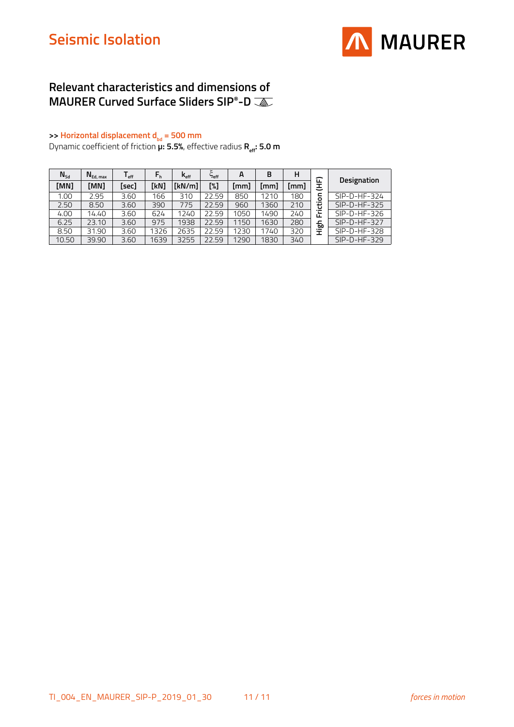# Seismic Isolation

## Relevant characteristics and dimensions of MAURER Curved Surface Sliders SIP®-D

**>> Horizontal displacement $d_{bd}$ = 500 mm**

Dynamic coefficient of friction **μ: 5.5%**, effective radius **$R_{eff}$: 5.0 m**

| $N_{Sd}$ | $N_{Ed, max}$ | $T_{eff}$ | $F_h$ | $k_{eff}$ | $\xi_{eff}$ | A | B | H | | Designation |
|---|---|---|---|---|---|---|---|---|---|---|
| [MN] | [MN] | [sec] | [kN] | [kN/m] | [%] | [mm] | [mm] | [mm] | | |
| 1.00 | 2.95 | 3.60 | 166 | 310 | 22.59 | 850 | 1210 | 180 | High Friction (HF) | SIP-D-HF-324 |
| 2.50 | 8.50 | 3.60 | 390 | 775 | 22.59 | 960 | 1360 | 210 | | SIP-D-HF-325 |
| 4.00 | 14.40 | 3.60 | 624 | 1240 | 22.59 | 1050 | 1490 | 240 | | SIP-D-HF-326 |
| 6.25 | 23.10 | 3.60 | 975 | 1938 | 22.59 | 1150 | 1630 | 280 | | SIP-D-HF-327 |
| 8.50 | 31.90 | 3.60 | 1326 | 2635 | 22.59 | 1230 | 1740 | 320 | | SIP-D-HF-328 |
| 10.50 | 39.90 | 3.60 | 1639 | 3255 | 22.59 | 1290 | 1830 | 340 | | SIP-D-HF-329 |